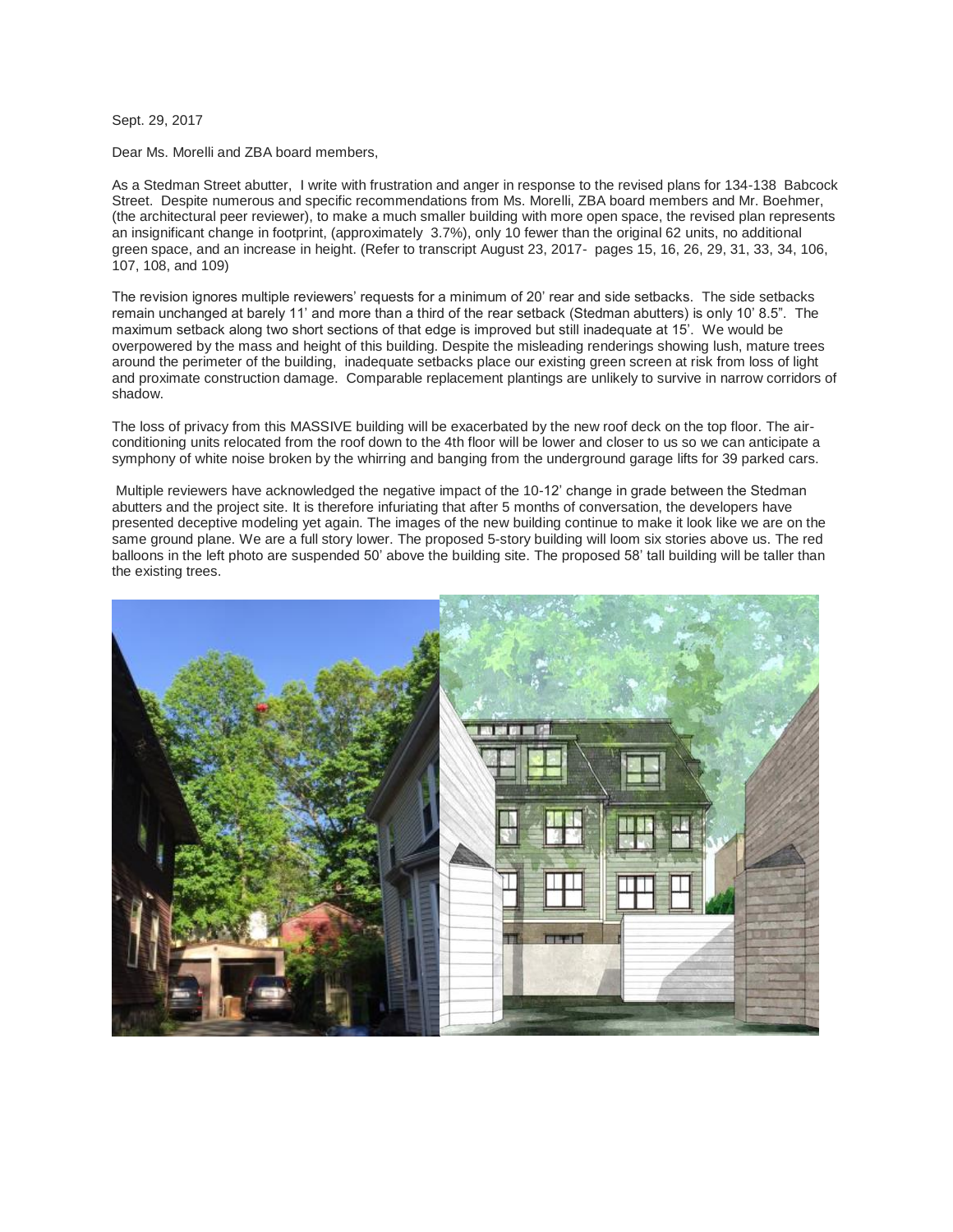Sept. 29, 2017

Dear Ms. Morelli and ZBA board members,

As a Stedman Street abutter, I write with frustration and anger in response to the revised plans for 134-138 Babcock Street. Despite numerous and specific recommendations from Ms. Morelli, ZBA board members and Mr. Boehmer, (the architectural peer reviewer), to make a much smaller building with more open space, the revised plan represents an insignificant change in footprint, (approximately 3.7%), only 10 fewer than the original 62 units, no additional green space, and an increase in height. (Refer to transcript August 23, 2017- pages 15, 16, 26, 29, 31, 33, 34, 106, 107, 108, and 109)

The revision ignores multiple reviewers' requests for a minimum of 20' rear and side setbacks. The side setbacks remain unchanged at barely 11' and more than a third of the rear setback (Stedman abutters) is only 10' 8.5". The maximum setback along two short sections of that edge is improved but still inadequate at 15'. We would be overpowered by the mass and height of this building. Despite the misleading renderings showing lush, mature trees around the perimeter of the building, inadequate setbacks place our existing green screen at risk from loss of light and proximate construction damage. Comparable replacement plantings are unlikely to survive in narrow corridors of shadow.

The loss of privacy from this MASSIVE building will be exacerbated by the new roof deck on the top floor. The air-conditioning units relocated from the roof down to the 4th floor will be lower and closer to us so we can anticipate a symphony of white noise broken by the whirring and banging from the underground garage lifts for 39 parked cars.

Multiple reviewers have acknowledged the negative impact of the 10-12' change in grade between the Stedman abutters and the project site. It is therefore infuriating that after 5 months of conversation, the developers have presented deceptive modeling yet again. The images of the new building continue to make it look like we are on the same ground plane. We are a full story lower. The proposed 5-story building will loom six stories above us. The red balloons in the left photo are suspended 50' above the building site. The proposed 58' tall building will be taller than the existing trees.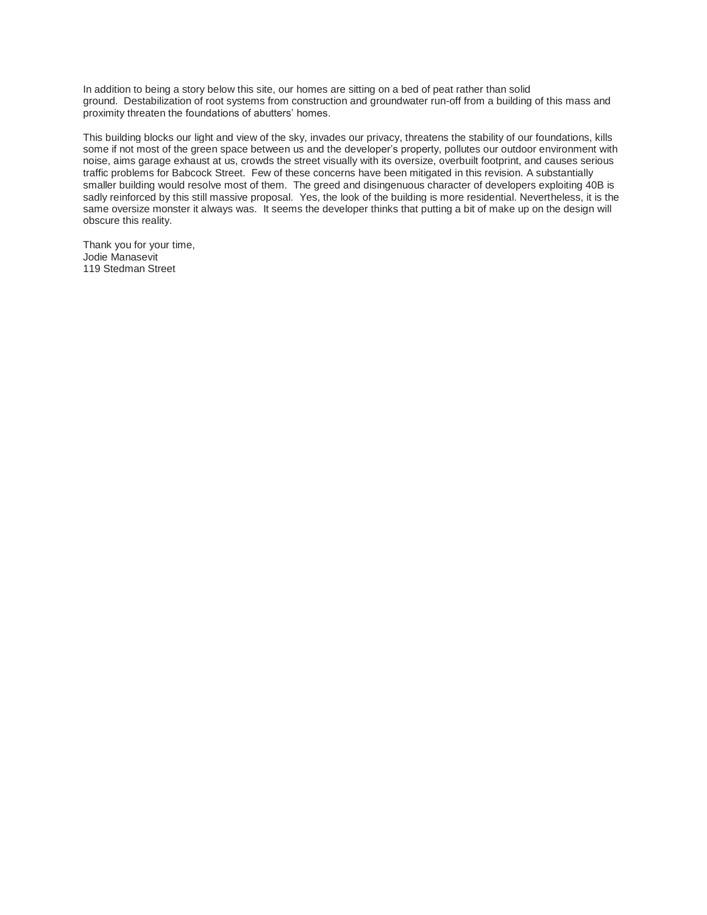In addition to being a story below this site, our homes are sitting on a bed of peat rather than solid ground. Destabilization of root systems from construction and groundwater run-off from a building of this mass and proximity threaten the foundations of abutters' homes.

This building blocks our light and view of the sky, invades our privacy, threatens the stability of our foundations, kills some if not most of the green space between us and the developer's property, pollutes our outdoor environment with noise, aims garage exhaust at us, crowds the street visually with its oversize, overbuilt footprint, and causes serious traffic problems for Babcock Street. Few of these concerns have been mitigated in this revision. A substantially smaller building would resolve most of them. The greed and disingenuous character of developers exploiting 40B is sadly reinforced by this still massive proposal. Yes, the look of the building is more residential. Nevertheless, it is the same oversize monster it always was. It seems the developer thinks that putting a bit of make up on the design will obscure this reality.

Thank you for your time,
Jodie Manasevit
119 Stedman Street